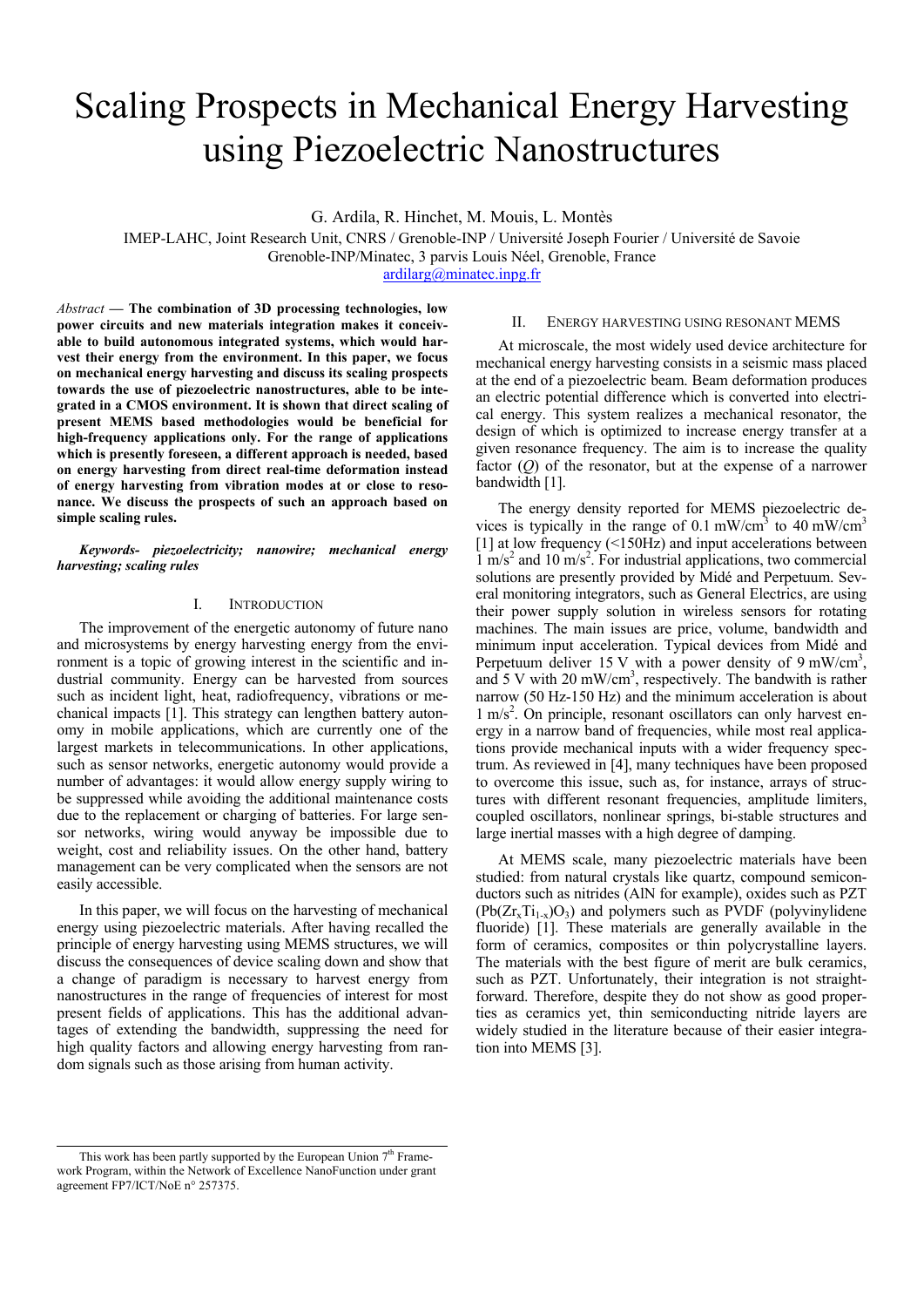# Scaling Prospects in Mechanical Energy Harvesting using Piezoelectric Nanostructures

G. Ardila, R. Hinchet, M. Mouis, L. Montès

IMEP-LAHC, Joint Research Unit, CNRS / Grenoble-INP / Université Joseph Fourier / Université de Savoie
Grenoble-INP/Minatec, 3 parvis Louis Néel, Grenoble, France
ardilarg@minatec.inpg.fr

*Abstract* **— The combination of 3D processing technologies, low power circuits and new materials integration makes it conceivable to build autonomous integrated systems, which would harvest their energy from the environment. In this paper, we focus on mechanical energy harvesting and discuss its scaling prospects towards the use of piezoelectric nanostructures, able to be integrated in a CMOS environment. It is shown that direct scaling of present MEMS based methodologies would be beneficial for high-frequency applications only. For the range of applications which is presently foreseen, a different approach is needed, based on energy harvesting from direct real-time deformation instead of energy harvesting from vibration modes at or close to resonance. We discuss the prospects of such an approach based on simple scaling rules.**

***Keywords- piezoelectricity; nanowire; mechanical energy harvesting; scaling rules***

## I. Introduction

The improvement of the energetic autonomy of future nano and microsystems by energy harvesting energy from the environment is a topic of growing interest in the scientific and industrial community. Energy can be harvested from sources such as incident light, heat, radiofrequency, vibrations or mechanical impacts [1]. This strategy can lengthen battery autonomy in mobile applications, which are currently one of the largest markets in telecommunications. In other applications, such as sensor networks, energetic autonomy would provide a number of advantages: it would allow energy supply wiring to be suppressed while avoiding the additional maintenance costs due to the replacement or charging of batteries. For large sensor networks, wiring would anyway be impossible due to weight, cost and reliability issues. On the other hand, battery management can be very complicated when the sensors are not easily accessible.

In this paper, we will focus on the harvesting of mechanical energy using piezoelectric materials. After having recalled the principle of energy harvesting using MEMS structures, we will discuss the consequences of device scaling down and show that a change of paradigm is necessary to harvest energy from nanostructures in the range of frequencies of interest for most present fields of applications. This has the additional advantages of extending the bandwidth, suppressing the need for high quality factors and allowing energy harvesting from random signals such as those arising from human activity.

## II. Energy harvesting using resonant MEMS

At microscale, the most widely used device architecture for mechanical energy harvesting consists in a seismic mass placed at the end of a piezoelectric beam. Beam deformation produces an electric potential difference which is converted into electrical energy. This system realizes a mechanical resonator, the design of which is optimized to increase energy transfer at a given resonance frequency. The aim is to increase the quality factor ($Q$) of the resonator, but at the expense of a narrower bandwidth [1].

The energy density reported for MEMS piezoelectric devices is typically in the range of 0.1 mW/cm$^3$ to 40 mW/cm$^3$ [1] at low frequency (<150Hz) and input accelerations between 1 m/s$^2$ and 10 m/s$^2$. For industrial applications, two commercial solutions are presently provided by Midé and Perpetuum. Several monitoring integrators, such as General Electrics, are using their power supply solution in wireless sensors for rotating machines. The main issues are price, volume, bandwidth and minimum input acceleration. Typical devices from Midé and Perpetuum deliver 15 V with a power density of 9 mW/cm$^3$, and 5 V with 20 mW/cm$^3$, respectively. The bandwith is rather narrow (50 Hz-150 Hz) and the minimum acceleration is about 1 m/s$^2$. On principle, resonant oscillators can only harvest energy in a narrow band of frequencies, while most real applications provide mechanical inputs with a wider frequency spectrum. As reviewed in [4], many techniques have been proposed to overcome this issue, such as, for instance, arrays of structures with different resonant frequencies, amplitude limiters, coupled oscillators, nonlinear springs, bi-stable structures and large inertial masses with a high degree of damping.

At MEMS scale, many piezoelectric materials have been studied: from natural crystals like quartz, compound semiconductors such as nitrides (AlN for example), oxides such as PZT ($Pb(Zr_xTi_{1-x})O_3$) and polymers such as PVDF (polyvinylidene fluoride) [1]. These materials are generally available in the form of ceramics, composites or thin polycrystalline layers. The materials with the best figure of merit are bulk ceramics, such as PZT. Unfortunately, their integration is not straightforward. Therefore, despite they do not show as good properties as ceramics yet, thin semiconducting nitride layers are widely studied in the literature because of their easier integration into MEMS [3].

This work has been partly supported by the European Union 7th Framework Program, within the Network of Excellence NanoFunction under grant agreement FP7/ICT/NoE n° 257375.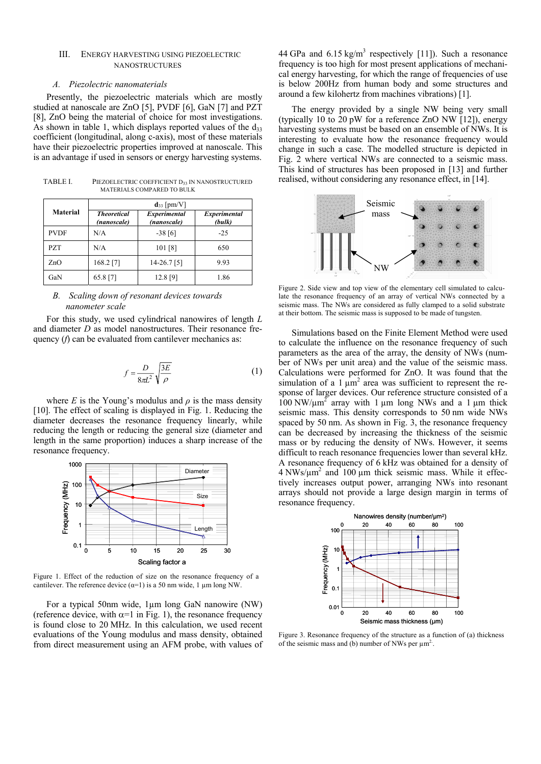## III. Energy Harvesting Using Piezoelectric Nanostructures

### A. Piezoelectric nanomaterials

Presently, the piezoelectric materials which are mostly studied at nanoscale are ZnO [5], PVDF [6], GaN [7] and PZT [8], ZnO being the material of choice for most investigations. As shown in table 1, which displays reported values of the $d_{33}$ coefficient (longitudinal, along c-axis), most of these materials have their piezoelectric properties improved at nanoscale. This is an advantage if used in sensors or energy harvesting systems.

TABLE I. Piezoelectric coefficient $D_{33}$ in nanostructured materials compared to bulk

| Material | $d_{33}$ [pm/V] | | |
|---|---|---|---|
| | *Theoretical (nanoscale)* | *Experimental (nanoscale)* | *Experimental (bulk)* |
| PVDF | N/A | -38 [6] | -25 |
| PZT | N/A | 101 [8] | 650 |
| ZnO | 168.2 [7] | 14-26.7 [5] | 9.93 |
| GaN | 65.8 [7] | 12.8 [9] | 1.86 |

### B. Scaling down of resonant devices towards nanometer scale

For this study, we used cylindrical nanowires of length $L$ and diameter $D$ as model nanostructures. Their resonance frequency ($f$) can be evaluated from cantilever mechanics as:

$$f = \frac{D}{8\pi L^2}\sqrt{\frac{3E}{\rho}} \qquad (1)$$

where $E$ is the Young's modulus and $\rho$ is the mass density [10]. The effect of scaling is displayed in Fig. 1. Reducing the diameter decreases the resonance frequency linearly, while reducing the length or reducing the general size (diameter and length in the same proportion) induces a sharp increase of the resonance frequency.

Figure 1. Effect of the reduction of size on the resonance frequency of a cantilever. The reference device ($\alpha$=1) is a 50 nm wide, 1 µm long NW.

For a typical 50nm wide, 1µm long GaN nanowire (NW) (reference device, with $\alpha$=1 in Fig. 1), the resonance frequency is found close to 20 MHz. In this calculation, we used recent evaluations of the Young modulus and mass density, obtained from direct measurement using an AFM probe, with values of 44 GPa and 6.15 kg/m$^3$ respectively [11]). Such a resonance frequency is too high for most present applications of mechanical energy harvesting, for which the range of frequencies of use is below 200Hz from human body and some structures and around a few kilohertz from machines vibrations) [1].

The energy provided by a single NW being very small (typically 10 to 20 pW for a reference ZnO NW [12]), energy harvesting systems must be based on an ensemble of NWs. It is interesting to evaluate how the resonance frequency would change in such a case. The modelled structure is depicted in Fig. 2 where vertical NWs are connected to a seismic mass. This kind of structures has been proposed in [13] and further realised, without considering any resonance effect, in [14].

Figure 2. Side view and top view of the elementary cell simulated to calculate the resonance frequency of an array of vertical NWs connected by a seismic mass. The NWs are considered as fully clamped to a solid substrate at their bottom. The seismic mass is supposed to be made of tungsten.

Simulations based on the Finite Element Method were used to calculate the influence on the resonance frequency of such parameters as the area of the array, the density of NWs (number of NWs per unit area) and the value of the seismic mass. Calculations were performed for ZnO. It was found that the simulation of a 1 µm$^2$ area was sufficient to represent the response of larger devices. Our reference structure consisted of a 100 NW/µm$^2$ array with 1 µm long NWs and a 1 µm thick seismic mass. This density corresponds to 50 nm wide NWs spaced by 50 nm. As shown in Fig. 3, the resonance frequency can be decreased by increasing the thickness of the seismic mass or by reducing the density of NWs. However, it seems difficult to reach resonance frequencies lower than several kHz. A resonance frequency of 6 kHz was obtained for a density of 4 NWs/µm$^2$ and 100 µm thick seismic mass. While it effectively increases output power, arranging NWs into resonant arrays should not provide a large design margin in terms of resonance frequency.

Figure 3. Resonance frequency of the structure as a function of (a) thickness of the seismic mass and (b) number of NWs per µm$^2$.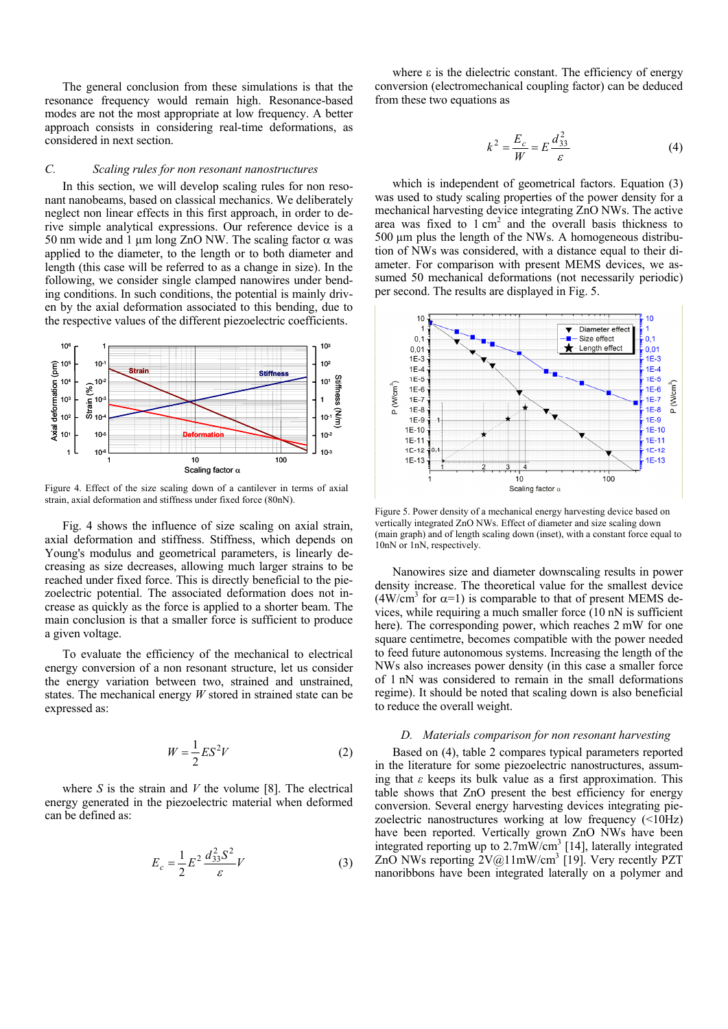The general conclusion from these simulations is that the resonance frequency would remain high. Resonance-based modes are not the most appropriate at low frequency. A better approach consists in considering real-time deformations, as considered in next section.

### C. Scaling rules for non resonant nanostructures

In this section, we will develop scaling rules for non resonant nanobeams, based on classical mechanics. We deliberately neglect non linear effects in this first approach, in order to derive simple analytical expressions. Our reference device is a 50 nm wide and 1 µm long ZnO NW. The scaling factor α was applied to the diameter, to the length or to both diameter and length (this case will be referred to as a change in size). In the following, we consider single clamped nanowires under bending conditions. In such conditions, the potential is mainly driven by the axial deformation associated to this bending, due to the respective values of the different piezoelectric coefficients.

Figure 4. Effect of the size scaling down of a cantilever in terms of axial strain, axial deformation and stiffness under fixed force (80nN).

Fig. 4 shows the influence of size scaling on axial strain, axial deformation and stiffness. Stiffness, which depends on Young's modulus and geometrical parameters, is linearly decreasing as size decreases, allowing much larger strains to be reached under fixed force. This is directly beneficial to the piezoelectric potential. The associated deformation does not increase as quickly as the force is applied to a shorter beam. The main conclusion is that a smaller force is sufficient to produce a given voltage.

To evaluate the efficiency of the mechanical to electrical energy conversion of a non resonant structure, let us consider the energy variation between two, strained and unstrained, states. The mechanical energy $W$ stored in strained state can be expressed as:

$$W = \frac{1}{2} E S^2 V \qquad (2)$$

where $S$ is the strain and $V$ the volume [8]. The electrical energy generated in the piezoelectric material when deformed can be defined as:

$$E_c = \frac{1}{2} E^2 \frac{d_{33}^2 S^2}{\varepsilon} V \qquad (3)$$

where ε is the dielectric constant. The efficiency of energy conversion (electromechanical coupling factor) can be deduced from these two equations as

$$k^2 = \frac{E_c}{W} = E \frac{d_{33}^2}{\varepsilon} \qquad (4)$$

which is independent of geometrical factors. Equation (3) was used to study scaling properties of the power density for a mechanical harvesting device integrating ZnO NWs. The active area was fixed to 1 cm$^2$ and the overall basis thickness to 500 µm plus the length of the NWs. A homogeneous distribution of NWs was considered, with a distance equal to their diameter. For comparison with present MEMS devices, we assumed 50 mechanical deformations (not necessarily periodic) per second. The results are displayed in Fig. 5.

Figure 5. Power density of a mechanical energy harvesting device based on vertically integrated ZnO NWs. Effect of diameter and size scaling down (main graph) and of length scaling down (inset), with a constant force equal to 10nN or 1nN, respectively.

Nanowires size and diameter downscaling results in power density increase. The theoretical value for the smallest device (4W/cm$^3$ for α=1) is comparable to that of present MEMS devices, while requiring a much smaller force (10 nN is sufficient here). The corresponding power, which reaches 2 mW for one square centimetre, becomes compatible with the power needed to feed future autonomous systems. Increasing the length of the NWs also increases power density (in this case a smaller force of 1 nN was considered to remain in the small deformations regime). It should be noted that scaling down is also beneficial to reduce the overall weight.

### D. Materials comparison for non resonant harvesting

Based on (4), table 2 compares typical parameters reported in the literature for some piezoelectric nanostructures, assuming that ε keeps its bulk value as a first approximation. This table shows that ZnO present the best efficiency for energy conversion. Several energy harvesting devices integrating piezoelectric nanostructures working at low frequency (<10Hz) have been reported. Vertically grown ZnO NWs have been integrated reporting up to 2.7mW/cm$^3$ [14], laterally integrated ZnO NWs reporting 2V@11mW/cm$^3$ [19]. Very recently PZT nanoribbons have been integrated laterally on a polymer and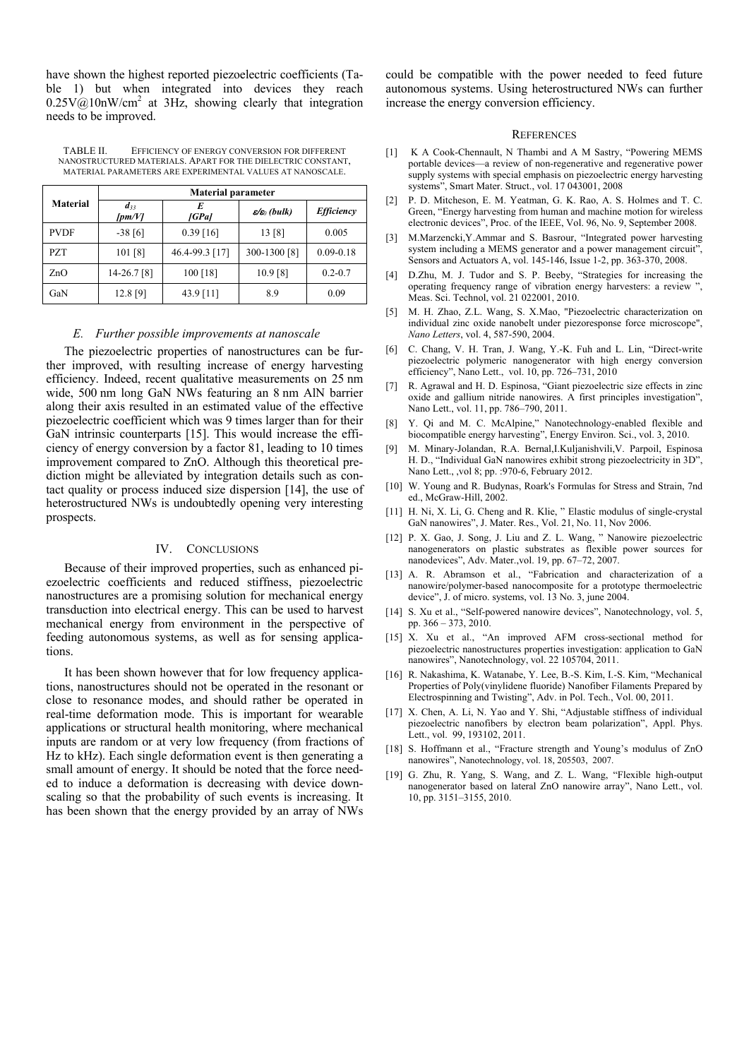have shown the highest reported piezoelectric coefficients (Table 1) but when integrated into devices they reach $0.25V@10nW/cm^2$ at 3Hz, showing clearly that integration needs to be improved.

TABLE II. EFFICIENCY OF ENERGY CONVERSION FOR DIFFERENT NANOSTRUCTURED MATERIALS. APART FOR THE DIELECTRIC CONSTANT, MATERIAL PARAMETERS ARE EXPERIMENTAL VALUES AT NANOSCALE.

| Material | Material parameter | | | |
|---|---|---|---|---|
| | $d_{33}$ [pm/V] | $E$ [GPa] | $\varepsilon/\varepsilon_0$ (bulk) | Efficiency |
| PVDF | -38 [6] | 0.39 [16] | 13 [8] | 0.005 |
| PZT | 101 [8] | 46.4-99.3 [17] | 300-1300 [8] | 0.09-0.18 |
| ZnO | 14-26.7 [8] | 100 [18] | 10.9 [8] | 0.2-0.7 |
| GaN | 12.8 [9] | 43.9 [11] | 8.9 | 0.09 |

### *E. Further possible improvements at nanoscale*

The piezoelectric properties of nanostructures can be further improved, with resulting increase of energy harvesting efficiency. Indeed, recent qualitative measurements on 25 nm wide, 500 nm long GaN NWs featuring an 8 nm AlN barrier along their axis resulted in an estimated value of the effective piezoelectric coefficient which was 9 times larger than for their GaN intrinsic counterparts [15]. This would increase the efficiency of energy conversion by a factor 81, leading to 10 times improvement compared to ZnO. Although this theoretical prediction might be alleviated by integration details such as contact quality or process induced size dispersion [14], the use of heterostructured NWs is undoubtedly opening very interesting prospects.

## IV. CONCLUSIONS

Because of their improved properties, such as enhanced piezoelectric coefficients and reduced stiffness, piezoelectric nanostructures are a promising solution for mechanical energy transduction into electrical energy. This can be used to harvest mechanical energy from environment in the perspective of feeding autonomous systems, as well as for sensing applications.

It has been shown however that for low frequency applications, nanostructures should not be operated in the resonant or close to resonance modes, and should rather be operated in real-time deformation mode. This is important for wearable applications or structural health monitoring, where mechanical inputs are random or at very low frequency (from fractions of Hz to kHz). Each single deformation event is then generating a small amount of energy. It should be noted that the force needed to induce a deformation is decreasing with device downscaling so that the probability of such events is increasing. It has been shown that the energy provided by an array of NWs could be compatible with the power needed to feed future autonomous systems. Using heterostructured NWs can further increase the energy conversion efficiency.

## REFERENCES

[1] K A Cook-Chennault, N Thambi and A M Sastry, "Powering MEMS portable devices—a review of non-regenerative and regenerative power supply systems with special emphasis on piezoelectric energy harvesting systems", Smart Mater. Struct., vol. 17 043001, 2008

[2] P. D. Mitcheson, E. M. Yeatman, G. K. Rao, A. S. Holmes and T. C. Green, "Energy harvesting from human and machine motion for wireless electronic devices", Proc. of the IEEE, Vol. 96, No. 9, September 2008.

[3] M.Marzencki,Y.Ammar and S. Basrour, "Integrated power harvesting system including a MEMS generator and a power management circuit", Sensors and Actuators A, vol. 145-146, Issue 1-2, pp. 363-370, 2008.

[4] D.Zhu, M. J. Tudor and S. P. Beeby, "Strategies for increasing the operating frequency range of vibration energy harvesters: a review ", Meas. Sci. Technol, vol. 21 022001, 2010.

[5] M. H. Zhao, Z.L. Wang, S. X.Mao, "Piezoelectric characterization on individual zinc oxide nanobelt under piezoresponse force microscope", *Nano Letters*, vol. 4, 587-590, 2004.

[6] C. Chang, V. H. Tran, J. Wang, Y.-K. Fuh and L. Lin, "Direct-write piezoelectric polymeric nanogenerator with high energy conversion efficiency", Nano Lett., vol. 10, pp. 726–731, 2010

[7] R. Agrawal and H. D. Espinosa, "Giant piezoelectric size effects in zinc oxide and gallium nitride nanowires. A first principles investigation", Nano Lett., vol. 11, pp. 786–790, 2011.

[8] Y. Qi and M. C. McAlpine," Nanotechnology-enabled flexible and biocompatible energy harvesting", Energy Environ. Sci., vol. 3, 2010.

[9] M. Minary-Jolandan, R.A. Bernal,I.Kuljanishvili,V. Parpoil, Espinosa H. D., "Individual GaN nanowires exhibit strong piezoelectricity in 3D", Nano Lett., ,vol 8; pp. :970-6, February 2012.

[10] W. Young and R. Budynas, Roark's Formulas for Stress and Strain, 7nd ed., McGraw-Hill, 2002.

[11] H. Ni, X. Li, G. Cheng and R. Klie, " Elastic modulus of single-crystal GaN nanowires", J. Mater. Res., Vol. 21, No. 11, Nov 2006.

[12] P. X. Gao, J. Song, J. Liu and Z. L. Wang, " Nanowire piezoelectric nanogenerators on plastic substrates as flexible power sources for nanodevices", Adv. Mater.,vol. 19, pp. 67–72, 2007.

[13] A. R. Abramson et al., "Fabrication and characterization of a nanowire/polymer-based nanocomposite for a prototype thermoelectric device", J. of micro. systems, vol. 13 No. 3, june 2004.

[14] S. Xu et al., "Self-powered nanowire devices", Nanotechnology, vol. 5, pp. 366 – 373, 2010.

[15] X. Xu et al., "An improved AFM cross-sectional method for piezoelectric nanostructures properties investigation: application to GaN nanowires", Nanotechnology, vol. 22 105704, 2011.

[16] R. Nakashima, K. Watanabe, Y. Lee, B.-S. Kim, I.-S. Kim, "Mechanical Properties of Poly(vinylidene fluoride) Nanofiber Filaments Prepared by Electrospinning and Twisting", Adv. in Pol. Tech., Vol. 00, 2011.

[17] X. Chen, A. Li, N. Yao and Y. Shi, "Adjustable stiffness of individual piezoelectric nanofibers by electron beam polarization", Appl. Phys. Lett., vol. 99, 193102, 2011.

[18] S. Hoffmann et al., "Fracture strength and Young's modulus of ZnO nanowires", Nanotechnology, vol. 18, 205503, 2007.

[19] G. Zhu, R. Yang, S. Wang, and Z. L. Wang, "Flexible high-output nanogenerator based on lateral ZnO nanowire array", Nano Lett., vol. 10, pp. 3151–3155, 2010.